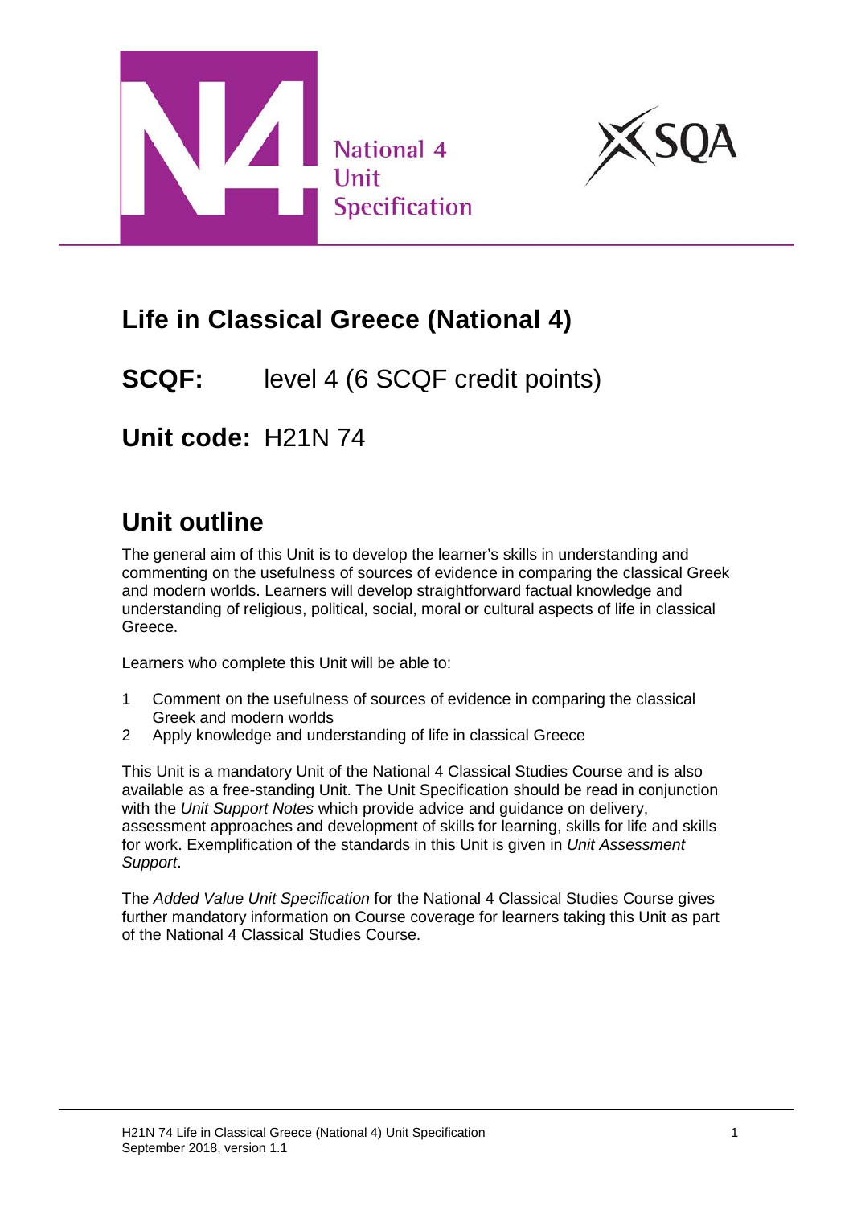National 4 Unit Specification

# Life in Classical Greece (National 4)

**SCQF:** level 4 (6 SCQF credit points)

**Unit code:** H21N 74

## Unit outline

The general aim of this Unit is to develop the learner's skills in understanding and commenting on the usefulness of sources of evidence in comparing the classical Greek and modern worlds. Learners will develop straightforward factual knowledge and understanding of religious, political, social, moral or cultural aspects of life in classical Greece.

Learners who complete this Unit will be able to:

1. Comment on the usefulness of sources of evidence in comparing the classical Greek and modern worlds
2. Apply knowledge and understanding of life in classical Greece

This Unit is a mandatory Unit of the National 4 Classical Studies Course and is also available as a free-standing Unit. The Unit Specification should be read in conjunction with the *Unit Support Notes* which provide advice and guidance on delivery, assessment approaches and development of skills for learning, skills for life and skills for work. Exemplification of the standards in this Unit is given in *Unit Assessment Support*.

The *Added Value Unit Specification* for the National 4 Classical Studies Course gives further mandatory information on Course coverage for learners taking this Unit as part of the National 4 Classical Studies Course.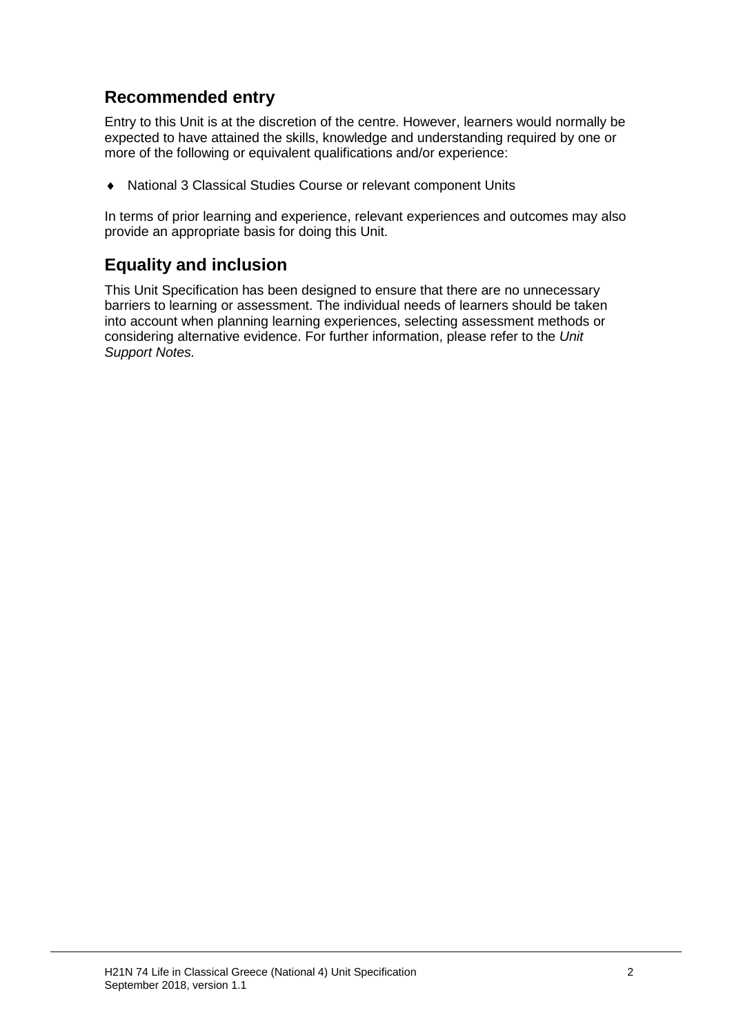## Recommended entry

Entry to this Unit is at the discretion of the centre. However, learners would normally be expected to have attained the skills, knowledge and understanding required by one or more of the following or equivalent qualifications and/or experience:

- National 3 Classical Studies Course or relevant component Units

In terms of prior learning and experience, relevant experiences and outcomes may also provide an appropriate basis for doing this Unit.

## Equality and inclusion

This Unit Specification has been designed to ensure that there are no unnecessary barriers to learning or assessment. The individual needs of learners should be taken into account when planning learning experiences, selecting assessment methods or considering alternative evidence. For further information, please refer to the *Unit Support Notes.*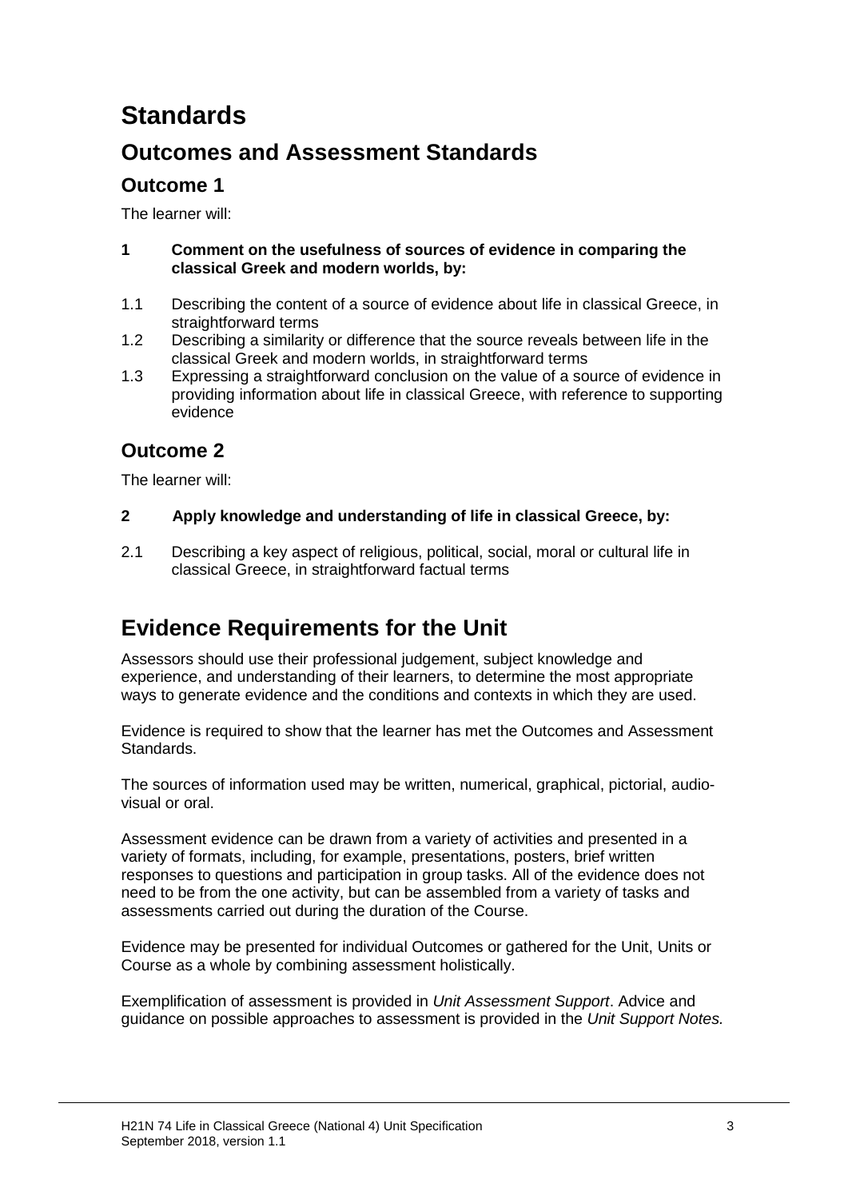# Standards

## Outcomes and Assessment Standards

### Outcome 1

The learner will:

**1 Comment on the usefulness of sources of evidence in comparing the classical Greek and modern worlds, by:**

1.1 Describing the content of a source of evidence about life in classical Greece, in straightforward terms

1.2 Describing a similarity or difference that the source reveals between life in the classical Greek and modern worlds, in straightforward terms

1.3 Expressing a straightforward conclusion on the value of a source of evidence in providing information about life in classical Greece, with reference to supporting evidence

### Outcome 2

The learner will:

**2 Apply knowledge and understanding of life in classical Greece, by:**

2.1 Describing a key aspect of religious, political, social, moral or cultural life in classical Greece, in straightforward factual terms

## Evidence Requirements for the Unit

Assessors should use their professional judgement, subject knowledge and experience, and understanding of their learners, to determine the most appropriate ways to generate evidence and the conditions and contexts in which they are used.

Evidence is required to show that the learner has met the Outcomes and Assessment Standards.

The sources of information used may be written, numerical, graphical, pictorial, audio-visual or oral.

Assessment evidence can be drawn from a variety of activities and presented in a variety of formats, including, for example, presentations, posters, brief written responses to questions and participation in group tasks. All of the evidence does not need to be from the one activity, but can be assembled from a variety of tasks and assessments carried out during the duration of the Course.

Evidence may be presented for individual Outcomes or gathered for the Unit, Units or Course as a whole by combining assessment holistically.

Exemplification of assessment is provided in *Unit Assessment Support*. Advice and guidance on possible approaches to assessment is provided in the *Unit Support Notes.*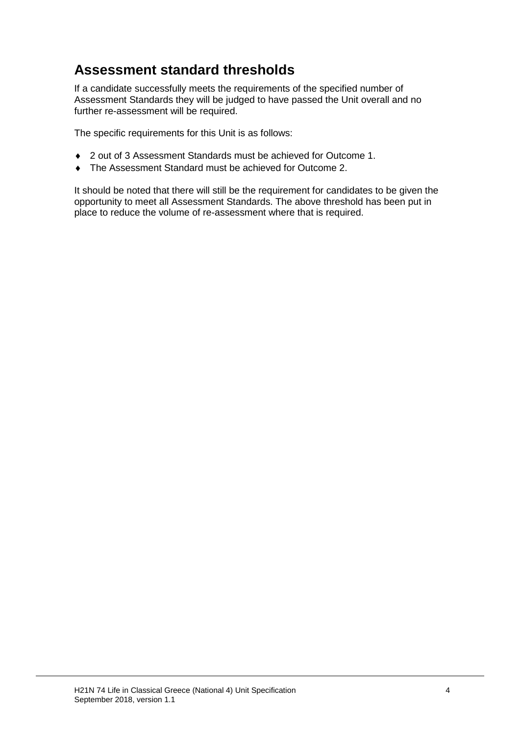## Assessment standard thresholds

If a candidate successfully meets the requirements of the specified number of Assessment Standards they will be judged to have passed the Unit overall and no further re-assessment will be required.

The specific requirements for this Unit is as follows:

- 2 out of 3 Assessment Standards must be achieved for Outcome 1.
- The Assessment Standard must be achieved for Outcome 2.

It should be noted that there will still be the requirement for candidates to be given the opportunity to meet all Assessment Standards. The above threshold has been put in place to reduce the volume of re-assessment where that is required.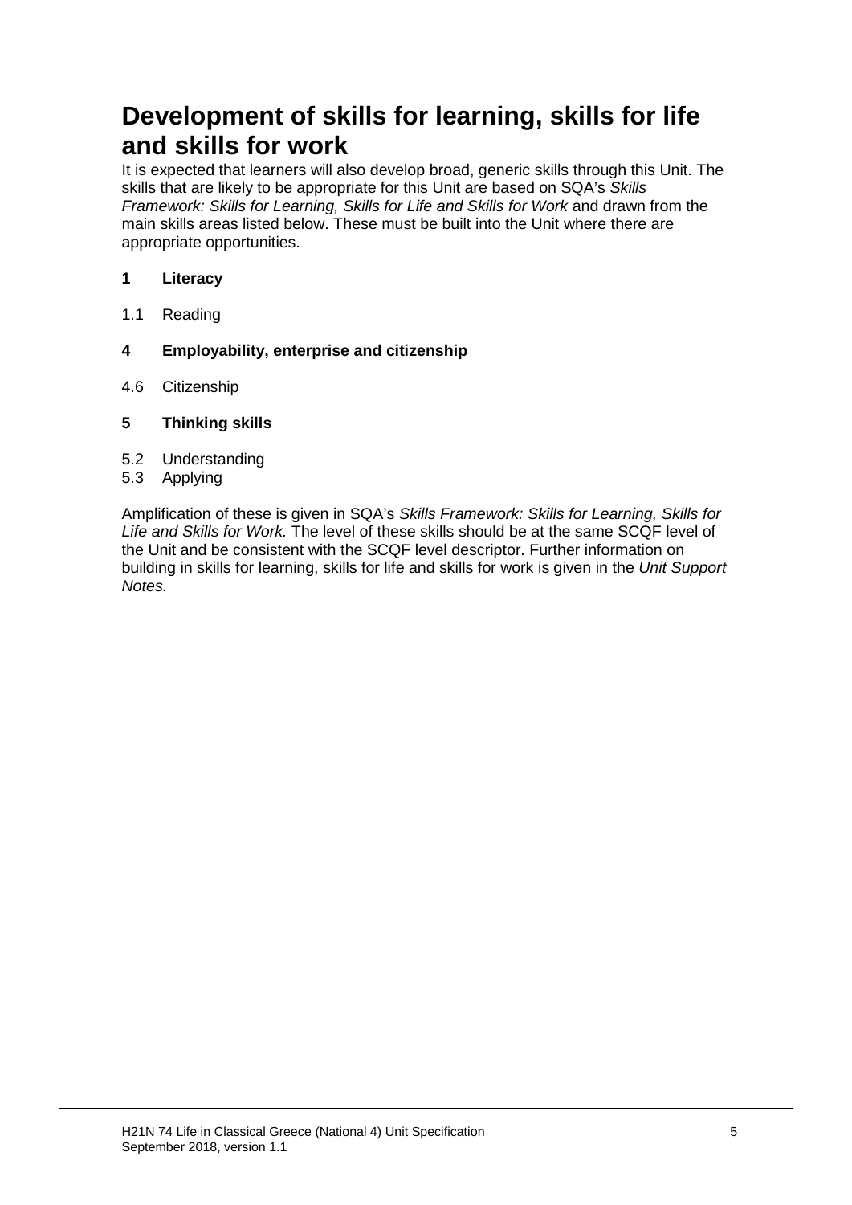# Development of skills for learning, skills for life and skills for work

It is expected that learners will also develop broad, generic skills through this Unit. The skills that are likely to be appropriate for this Unit are based on SQA's *Skills Framework: Skills for Learning, Skills for Life and Skills for Work* and drawn from the main skills areas listed below. These must be built into the Unit where there are appropriate opportunities.

**1 Literacy**

1.1 Reading

**4 Employability, enterprise and citizenship**

4.6 Citizenship

**5 Thinking skills**

5.2 Understanding
5.3 Applying

Amplification of these is given in SQA's *Skills Framework: Skills for Learning, Skills for Life and Skills for Work.* The level of these skills should be at the same SCQF level of the Unit and be consistent with the SCQF level descriptor. Further information on building in skills for learning, skills for life and skills for work is given in the *Unit Support Notes.*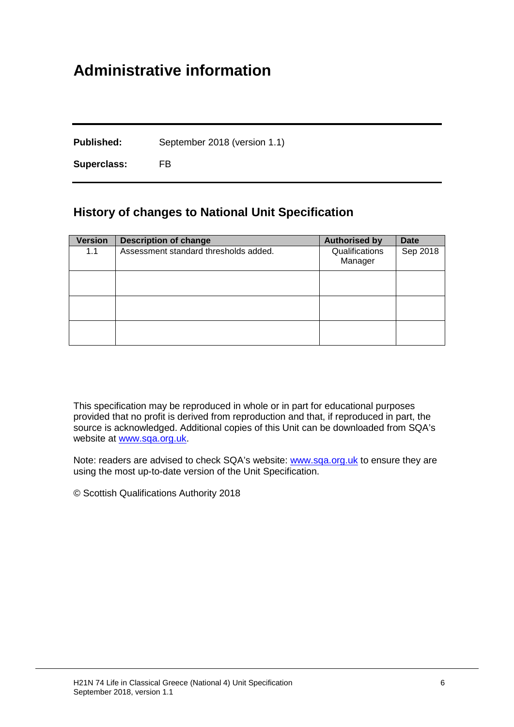# Administrative information

**Published:** September 2018 (version 1.1)

**Superclass:** FB

## History of changes to National Unit Specification

| Version | Description of change | Authorised by | Date |
|---|---|---|---|
| 1.1 | Assessment standard thresholds added. | Qualifications Manager | Sep 2018 |
| | | | |
| | | | |
| | | | |

This specification may be reproduced in whole or in part for educational purposes provided that no profit is derived from reproduction and that, if reproduced in part, the source is acknowledged. Additional copies of this Unit can be downloaded from SQA's website at www.sqa.org.uk.

Note: readers are advised to check SQA's website: www.sqa.org.uk to ensure they are using the most up-to-date version of the Unit Specification.

© Scottish Qualifications Authority 2018